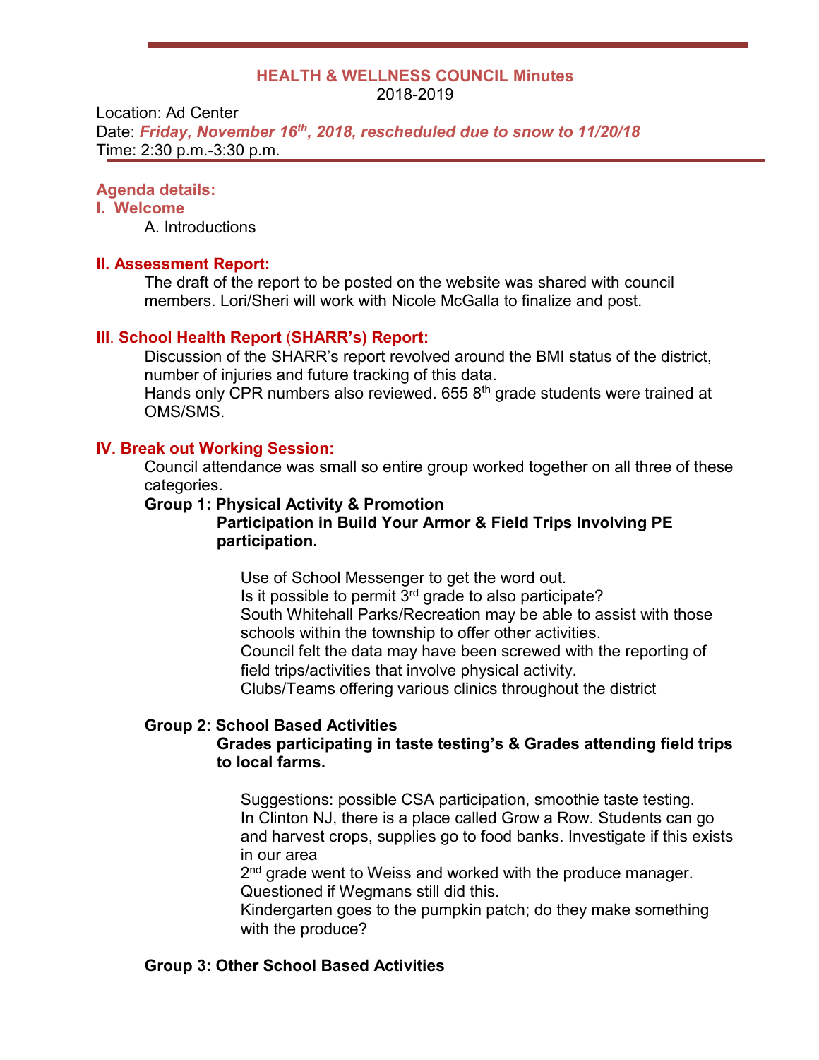# HEALTH & WELLNESS COUNCIL Minutes

2018-2019

Location: Ad Center
Date: ***Friday, November 16th, 2018, rescheduled due to snow to 11/20/18***
Time: 2:30 p.m.-3:30 p.m.

## Agenda details:

### I. Welcome

A. Introductions

### II. Assessment Report:

The draft of the report to be posted on the website was shared with council members. Lori/Sheri will work with Nicole McGalla to finalize and post.

### III. School Health Report (SHARR's) Report:

Discussion of the SHARR's report revolved around the BMI status of the district, number of injuries and future tracking of this data.
Hands only CPR numbers also reviewed. 655 8th grade students were trained at OMS/SMS.

### IV. Break out Working Session:

Council attendance was small so entire group worked together on all three of these categories.

**Group 1: Physical Activity & Promotion**

**Participation in Build Your Armor & Field Trips Involving PE participation.**

Use of School Messenger to get the word out.
Is it possible to permit 3rd grade to also participate?
South Whitehall Parks/Recreation may be able to assist with those schools within the township to offer other activities.
Council felt the data may have been screwed with the reporting of field trips/activities that involve physical activity.
Clubs/Teams offering various clinics throughout the district

**Group 2: School Based Activities**

**Grades participating in taste testing's & Grades attending field trips to local farms.**

Suggestions: possible CSA participation, smoothie taste testing.
In Clinton NJ, there is a place called Grow a Row. Students can go and harvest crops, supplies go to food banks. Investigate if this exists in our area
2nd grade went to Weiss and worked with the produce manager. Questioned if Wegmans still did this.
Kindergarten goes to the pumpkin patch; do they make something with the produce?

**Group 3: Other School Based Activities**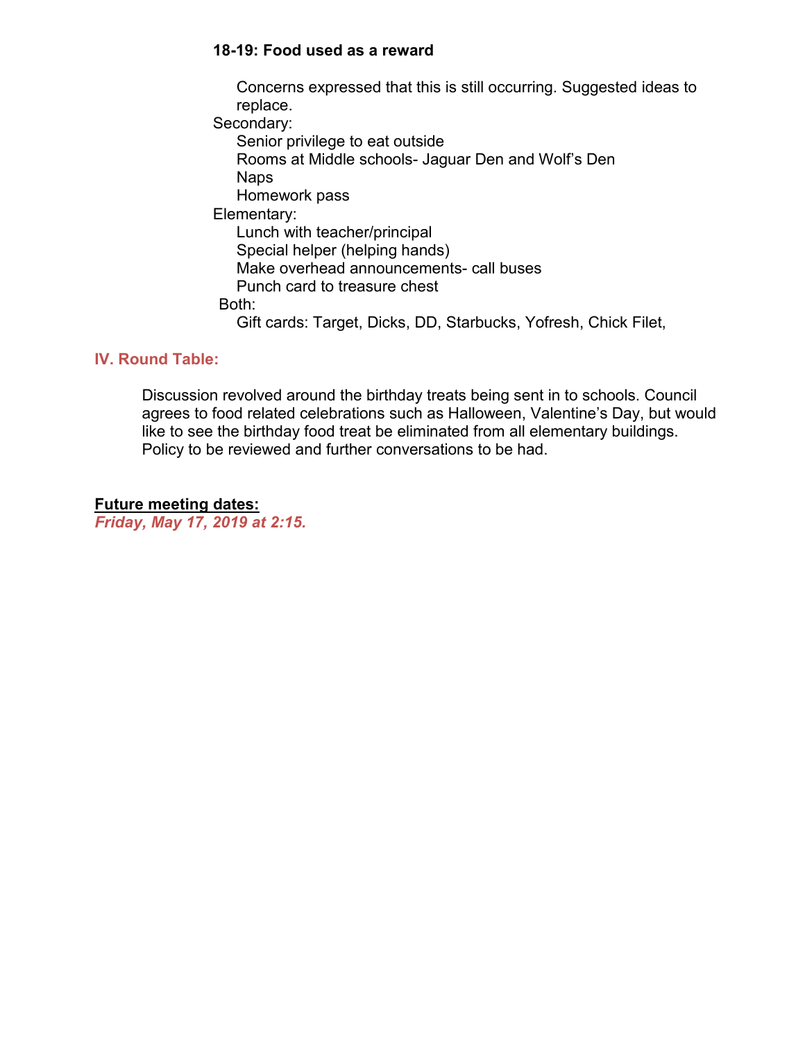**18-19: Food used as a reward**

Concerns expressed that this is still occurring. Suggested ideas to replace.

Secondary:

- Senior privilege to eat outside
- Rooms at Middle schools- Jaguar Den and Wolf's Den
- Naps
- Homework pass

Elementary:

- Lunch with teacher/principal
- Special helper (helping hands)
- Make overhead announcements- call buses
- Punch card to treasure chest

Both:

- Gift cards: Target, Dicks, DD, Starbucks, Yofresh, Chick Filet,

## IV. Round Table:

Discussion revolved around the birthday treats being sent in to schools. Council agrees to food related celebrations such as Halloween, Valentine's Day, but would like to see the birthday food treat be eliminated from all elementary buildings. Policy to be reviewed and further conversations to be had.

**Future meeting dates:**

***Friday, May 17, 2019 at 2:15.***